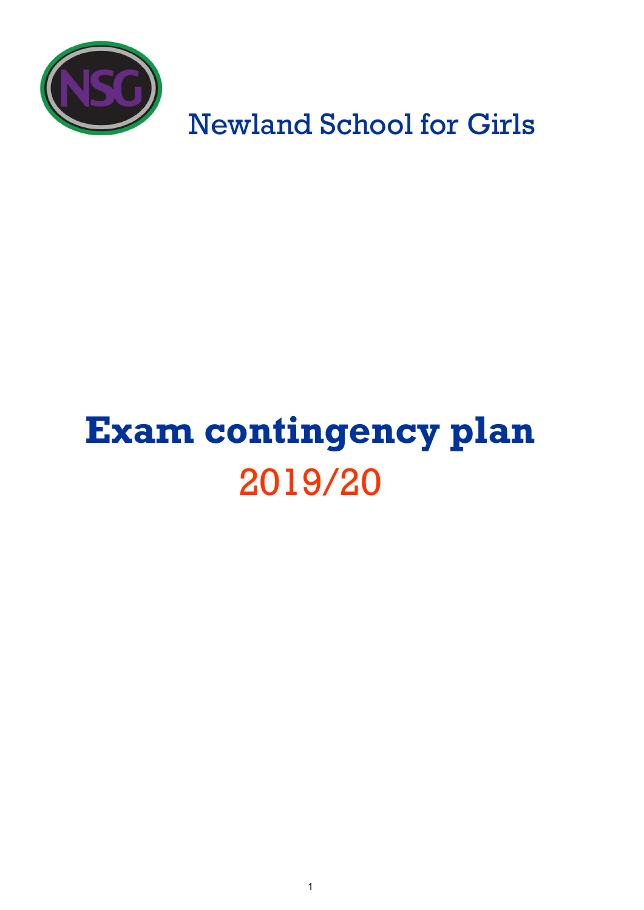Newland School for Girls

# Exam contingency plan

2019/20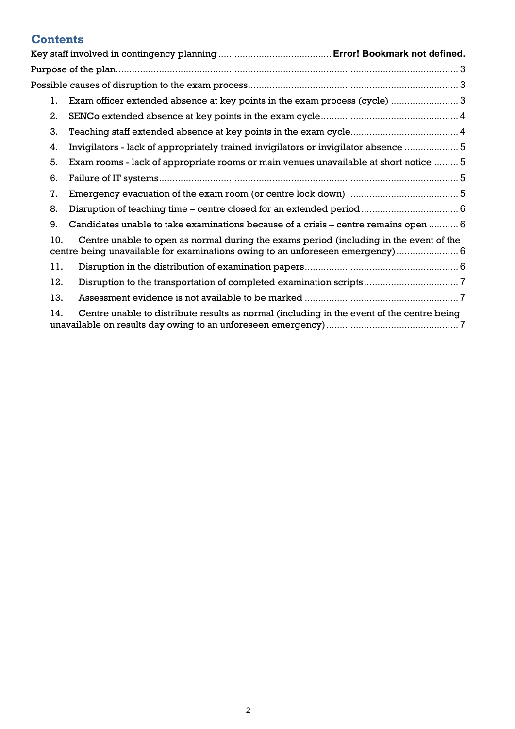## Contents

Key staff involved in contingency planning .......................................... **Error! Bookmark not defined.**

Purpose of the plan ........................................................................................................ 3

Possible causes of disruption to the exam process ........................................................ 3

1. Exam officer extended absence at key points in the exam process (cycle) ..................... 3
2. SENCo extended absence at key points in the exam cycle ............................................ 4
3. Teaching staff extended absence at key points in the exam cycle ................................ 4
4. Invigilators - lack of appropriately trained invigilators or invigilator absence ................ 5
5. Exam rooms - lack of appropriate rooms or main venues unavailable at short notice ......... 5
6. Failure of IT systems ................................................................................................... 5
7. Emergency evacuation of the exam room (or centre lock down) .................................... 5
8. Disruption of teaching time – centre closed for an extended period ............................... 6
9. Candidates unable to take examinations because of a crisis – centre remains open ........... 6
10. Centre unable to open as normal during the exams period (including in the event of the centre being unavailable for examinations owing to an unforeseen emergency) ..................... 6
11. Disruption in the distribution of examination papers ................................................ 6
12. Disruption to the transportation of completed examination scripts .............................. 7
13. Assessment evidence is not available to be marked .................................................. 7
14. Centre unable to distribute results as normal (including in the event of the centre being unavailable on results day owing to an unforeseen emergency) ......................................... 7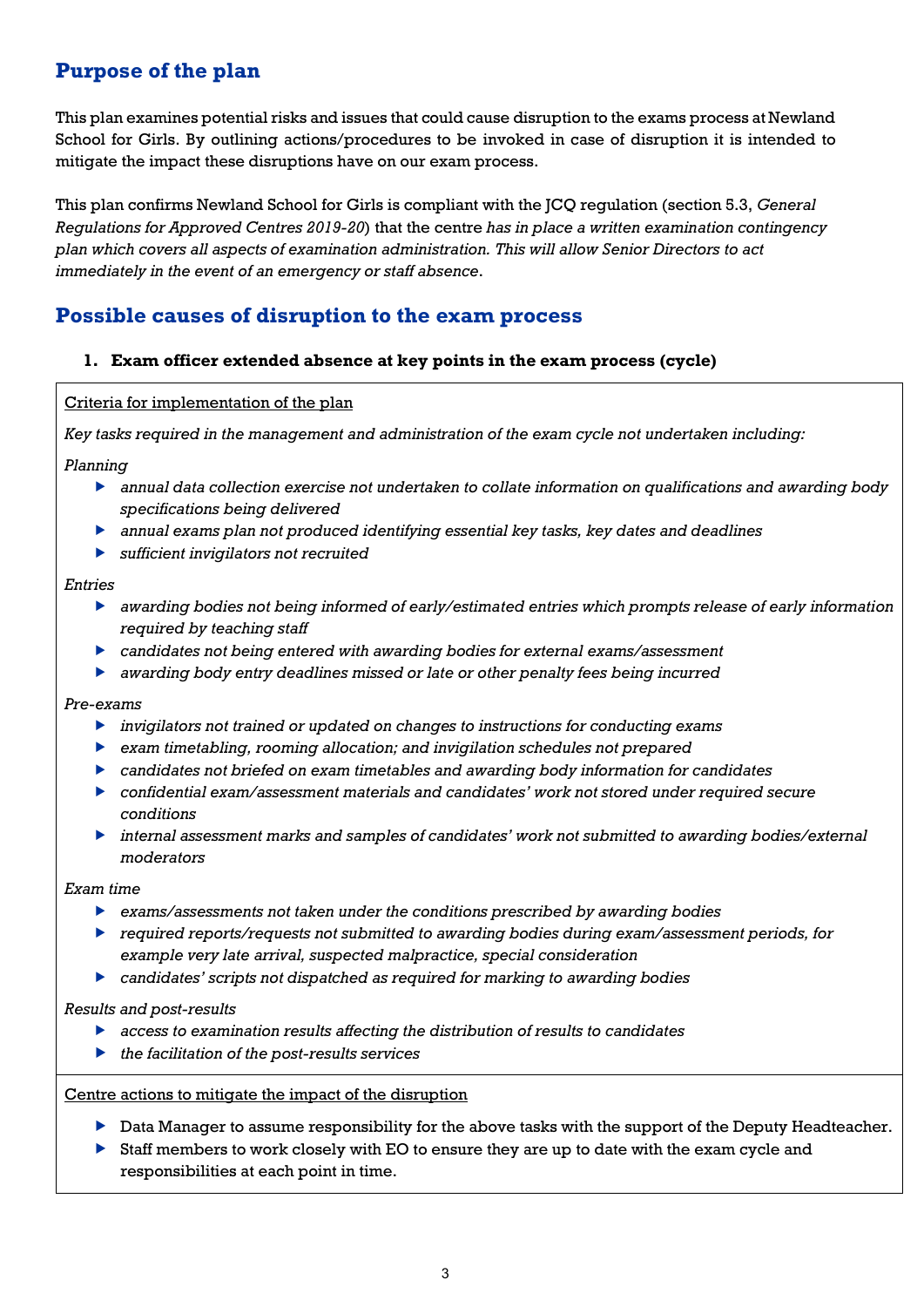## Purpose of the plan

This plan examines potential risks and issues that could cause disruption to the exams process at Newland School for Girls. By outlining actions/procedures to be invoked in case of disruption it is intended to mitigate the impact these disruptions have on our exam process.

This plan confirms Newland School for Girls is compliant with the JCQ regulation (section 5.3, *General Regulations for Approved Centres 2019-20*) that the centre *has in place a written examination contingency plan which covers all aspects of examination administration. This will allow Senior Directors to act immediately in the event of an emergency or staff absence*.

## Possible causes of disruption to the exam process

### 1. Exam officer extended absence at key points in the exam process (cycle)

Criteria for implementation of the plan

*Key tasks required in the management and administration of the exam cycle not undertaken including:*

*Planning*

- *annual data collection exercise not undertaken to collate information on qualifications and awarding body specifications being delivered*
- *annual exams plan not produced identifying essential key tasks, key dates and deadlines*
- *sufficient invigilators not recruited*

*Entries*

- *awarding bodies not being informed of early/estimated entries which prompts release of early information required by teaching staff*
- *candidates not being entered with awarding bodies for external exams/assessment*
- *awarding body entry deadlines missed or late or other penalty fees being incurred*

*Pre-exams*

- *invigilators not trained or updated on changes to instructions for conducting exams*
- *exam timetabling, rooming allocation; and invigilation schedules not prepared*
- *candidates not briefed on exam timetables and awarding body information for candidates*
- *confidential exam/assessment materials and candidates' work not stored under required secure conditions*
- *internal assessment marks and samples of candidates' work not submitted to awarding bodies/external moderators*

*Exam time*

- *exams/assessments not taken under the conditions prescribed by awarding bodies*
- *required reports/requests not submitted to awarding bodies during exam/assessment periods, for example very late arrival, suspected malpractice, special consideration*
- *candidates' scripts not dispatched as required for marking to awarding bodies*

*Results and post-results*

- *access to examination results affecting the distribution of results to candidates*
- *the facilitation of the post-results services*

Centre actions to mitigate the impact of the disruption

- Data Manager to assume responsibility for the above tasks with the support of the Deputy Headteacher.
- Staff members to work closely with EO to ensure they are up to date with the exam cycle and responsibilities at each point in time.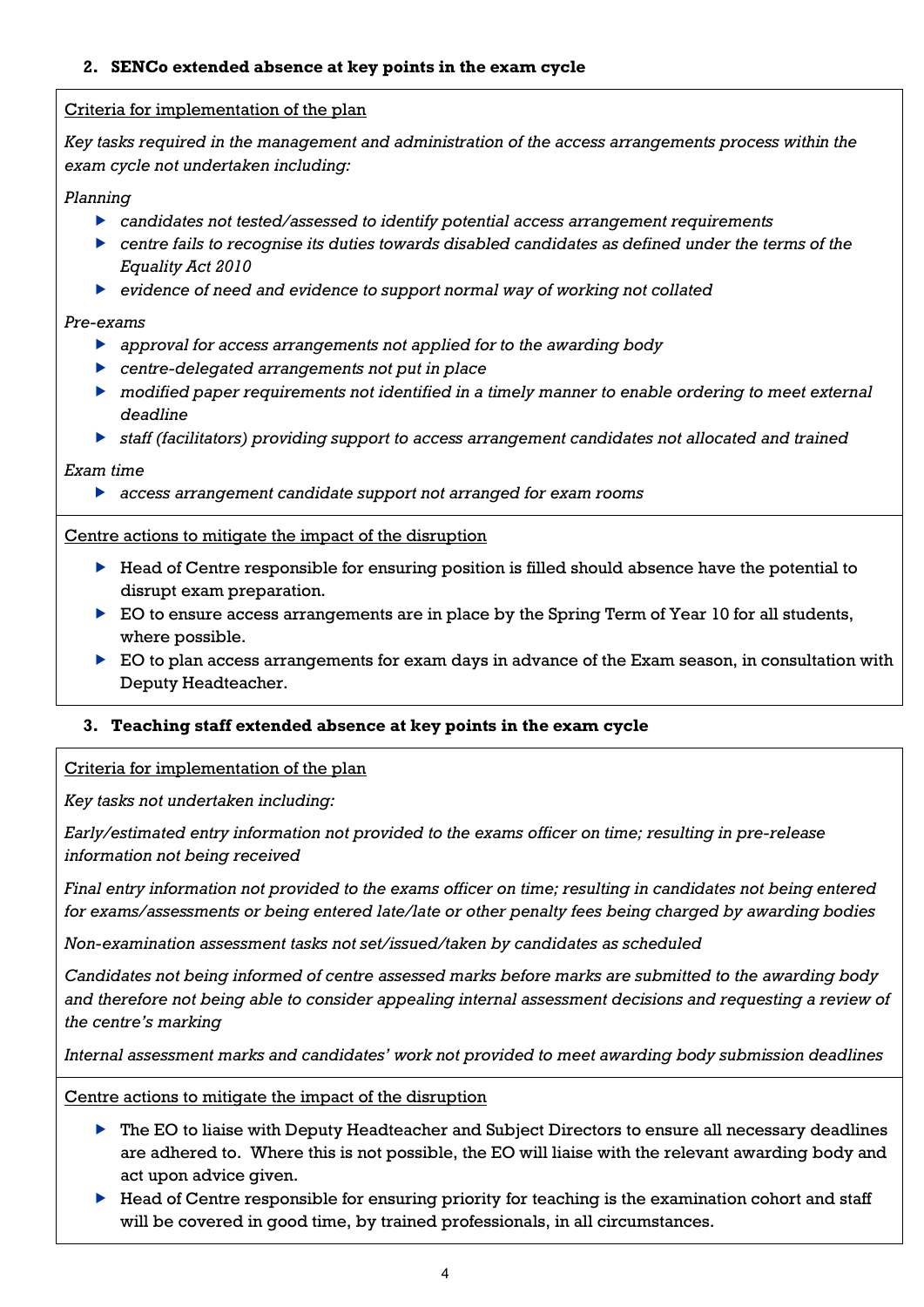## 2. SENCo extended absence at key points in the exam cycle

<u>Criteria for implementation of the plan</u>

*Key tasks required in the management and administration of the access arrangements process within the exam cycle not undertaken including:*

*Planning*

- *candidates not tested/assessed to identify potential access arrangement requirements*
- *centre fails to recognise its duties towards disabled candidates as defined under the terms of the Equality Act 2010*
- *evidence of need and evidence to support normal way of working not collated*

*Pre-exams*

- *approval for access arrangements not applied for to the awarding body*
- *centre-delegated arrangements not put in place*
- *modified paper requirements not identified in a timely manner to enable ordering to meet external deadline*
- *staff (facilitators) providing support to access arrangement candidates not allocated and trained*

*Exam time*

- *access arrangement candidate support not arranged for exam rooms*

<u>Centre actions to mitigate the impact of the disruption</u>

- Head of Centre responsible for ensuring position is filled should absence have the potential to disrupt exam preparation.
- EO to ensure access arrangements are in place by the Spring Term of Year 10 for all students, where possible.
- EO to plan access arrangements for exam days in advance of the Exam season, in consultation with Deputy Headteacher.

## 3. Teaching staff extended absence at key points in the exam cycle

<u>Criteria for implementation of the plan</u>

*Key tasks not undertaken including:*

*Early/estimated entry information not provided to the exams officer on time; resulting in pre-release information not being received*

*Final entry information not provided to the exams officer on time; resulting in candidates not being entered for exams/assessments or being entered late/late or other penalty fees being charged by awarding bodies*

*Non-examination assessment tasks not set/issued/taken by candidates as scheduled*

*Candidates not being informed of centre assessed marks before marks are submitted to the awarding body and therefore not being able to consider appealing internal assessment decisions and requesting a review of the centre's marking*

*Internal assessment marks and candidates' work not provided to meet awarding body submission deadlines*

<u>Centre actions to mitigate the impact of the disruption</u>

- The EO to liaise with Deputy Headteacher and Subject Directors to ensure all necessary deadlines are adhered to. Where this is not possible, the EO will liaise with the relevant awarding body and act upon advice given.
- Head of Centre responsible for ensuring priority for teaching is the examination cohort and staff will be covered in good time, by trained professionals, in all circumstances.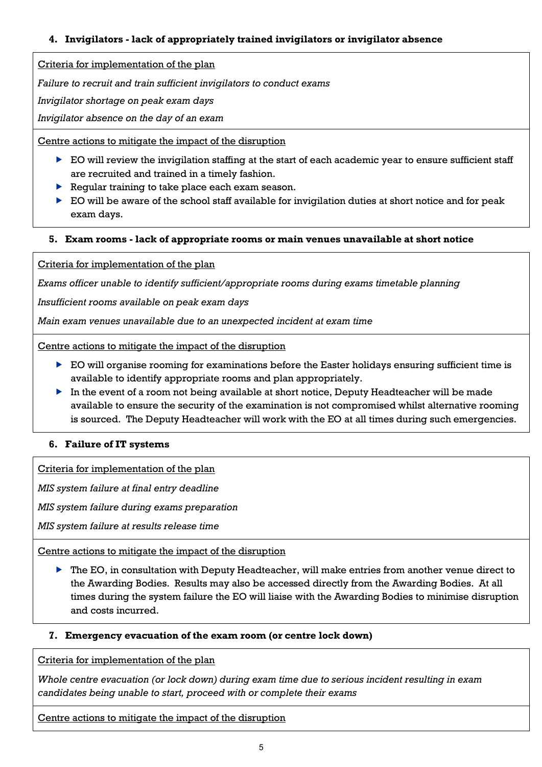### 4. Invigilators - lack of appropriately trained invigilators or invigilator absence

Criteria for implementation of the plan

*Failure to recruit and train sufficient invigilators to conduct exams*

*Invigilator shortage on peak exam days*

*Invigilator absence on the day of an exam*

Centre actions to mitigate the impact of the disruption

- EO will review the invigilation staffing at the start of each academic year to ensure sufficient staff are recruited and trained in a timely fashion.
- Regular training to take place each exam season.
- EO will be aware of the school staff available for invigilation duties at short notice and for peak exam days.

### 5. Exam rooms - lack of appropriate rooms or main venues unavailable at short notice

Criteria for implementation of the plan

*Exams officer unable to identify sufficient/appropriate rooms during exams timetable planning*

*Insufficient rooms available on peak exam days*

*Main exam venues unavailable due to an unexpected incident at exam time*

Centre actions to mitigate the impact of the disruption

- EO will organise rooming for examinations before the Easter holidays ensuring sufficient time is available to identify appropriate rooms and plan appropriately.
- In the event of a room not being available at short notice, Deputy Headteacher will be made available to ensure the security of the examination is not compromised whilst alternative rooming is sourced. The Deputy Headteacher will work with the EO at all times during such emergencies.

### 6. Failure of IT systems

Criteria for implementation of the plan

*MIS system failure at final entry deadline*

*MIS system failure during exams preparation*

*MIS system failure at results release time*

Centre actions to mitigate the impact of the disruption

- The EO, in consultation with Deputy Headteacher, will make entries from another venue direct to the Awarding Bodies. Results may also be accessed directly from the Awarding Bodies. At all times during the system failure the EO will liaise with the Awarding Bodies to minimise disruption and costs incurred.

### 7. Emergency evacuation of the exam room (or centre lock down)

Criteria for implementation of the plan

*Whole centre evacuation (or lock down) during exam time due to serious incident resulting in exam candidates being unable to start, proceed with or complete their exams*

Centre actions to mitigate the impact of the disruption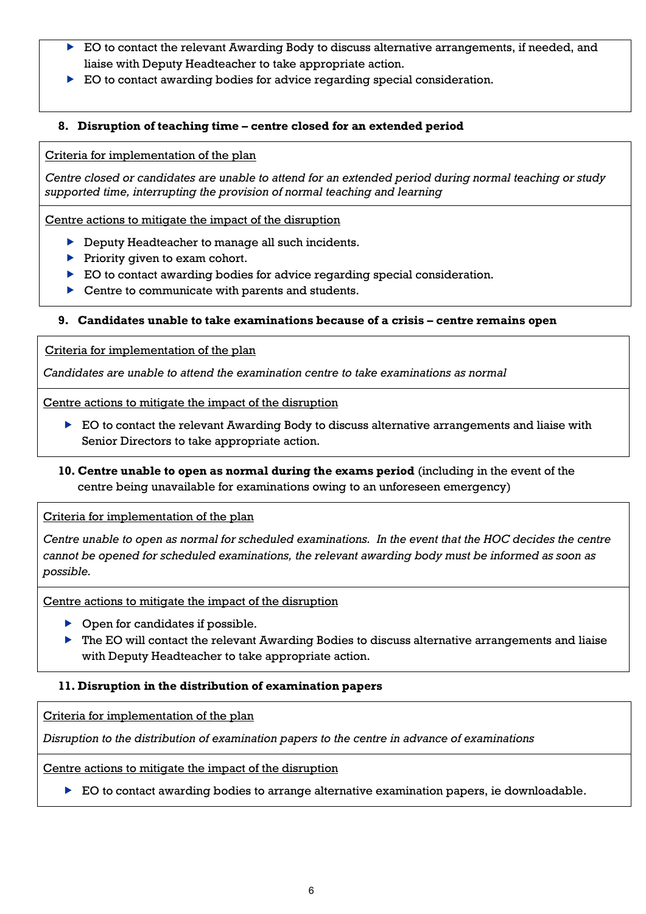- EO to contact the relevant Awarding Body to discuss alternative arrangements, if needed, and liaise with Deputy Headteacher to take appropriate action.
- EO to contact awarding bodies for advice regarding special consideration.

### 8. Disruption of teaching time – centre closed for an extended period

Criteria for implementation of the plan

*Centre closed or candidates are unable to attend for an extended period during normal teaching or study supported time, interrupting the provision of normal teaching and learning*

Centre actions to mitigate the impact of the disruption

- Deputy Headteacher to manage all such incidents.
- Priority given to exam cohort.
- EO to contact awarding bodies for advice regarding special consideration.
- Centre to communicate with parents and students.

### 9. Candidates unable to take examinations because of a crisis – centre remains open

Criteria for implementation of the plan

*Candidates are unable to attend the examination centre to take examinations as normal*

Centre actions to mitigate the impact of the disruption

- EO to contact the relevant Awarding Body to discuss alternative arrangements and liaise with Senior Directors to take appropriate action.

### 10. Centre unable to open as normal during the exams period (including in the event of the centre being unavailable for examinations owing to an unforeseen emergency)

Criteria for implementation of the plan

*Centre unable to open as normal for scheduled examinations. In the event that the HOC decides the centre cannot be opened for scheduled examinations, the relevant awarding body must be informed as soon as possible.*

Centre actions to mitigate the impact of the disruption

- Open for candidates if possible.
- The EO will contact the relevant Awarding Bodies to discuss alternative arrangements and liaise with Deputy Headteacher to take appropriate action.

### 11. Disruption in the distribution of examination papers

Criteria for implementation of the plan

*Disruption to the distribution of examination papers to the centre in advance of examinations*

Centre actions to mitigate the impact of the disruption

- EO to contact awarding bodies to arrange alternative examination papers, ie downloadable.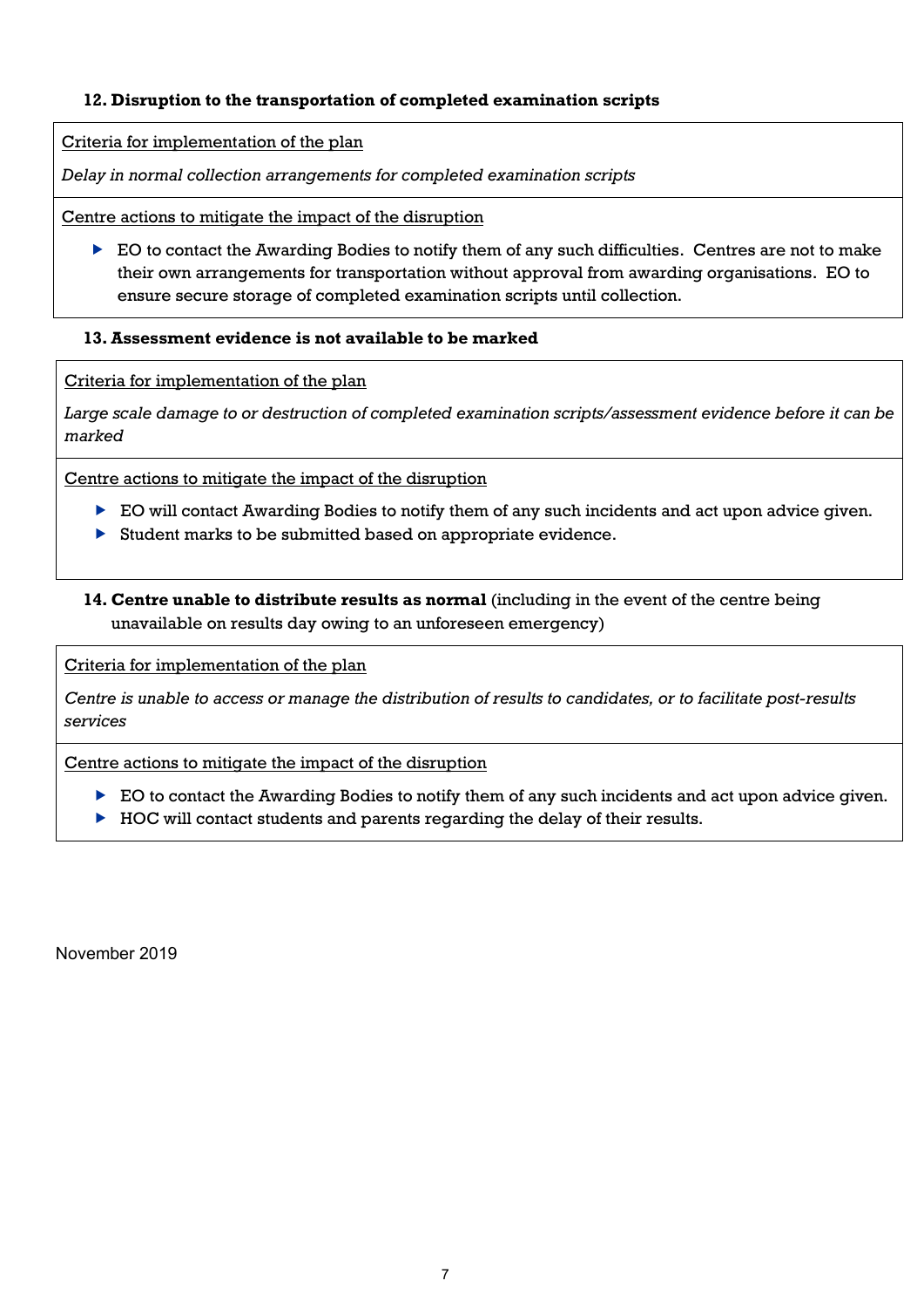**12. Disruption to the transportation of completed examination scripts**

Criteria for implementation of the plan

*Delay in normal collection arrangements for completed examination scripts*

Centre actions to mitigate the impact of the disruption

- EO to contact the Awarding Bodies to notify them of any such difficulties. Centres are not to make their own arrangements for transportation without approval from awarding organisations. EO to ensure secure storage of completed examination scripts until collection.

**13. Assessment evidence is not available to be marked**

Criteria for implementation of the plan

*Large scale damage to or destruction of completed examination scripts/assessment evidence before it can be marked*

Centre actions to mitigate the impact of the disruption

- EO will contact Awarding Bodies to notify them of any such incidents and act upon advice given.
- Student marks to be submitted based on appropriate evidence.

**14. Centre unable to distribute results as normal** (including in the event of the centre being unavailable on results day owing to an unforeseen emergency)

Criteria for implementation of the plan

*Centre is unable to access or manage the distribution of results to candidates, or to facilitate post-results services*

Centre actions to mitigate the impact of the disruption

- EO to contact the Awarding Bodies to notify them of any such incidents and act upon advice given.
- HOC will contact students and parents regarding the delay of their results.

November 2019